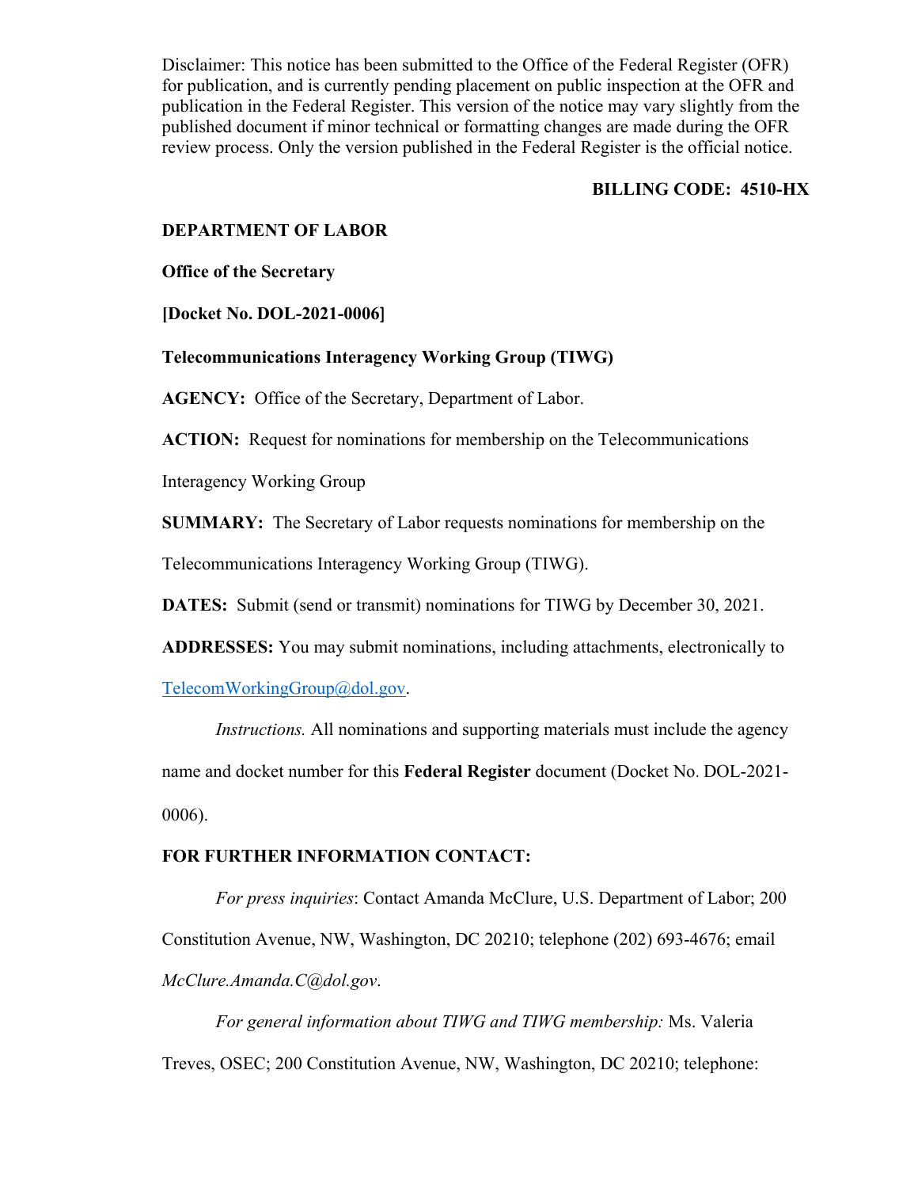Disclaimer: This notice has been submitted to the Office of the Federal Register (OFR) for publication, and is currently pending placement on public inspection at the OFR and publication in the Federal Register. This version of the notice may vary slightly from the published document if minor technical or formatting changes are made during the OFR review process. Only the version published in the Federal Register is the official notice.

**BILLING CODE: 4510-HX**

**DEPARTMENT OF LABOR**

**Office of the Secretary**

**[Docket No. DOL-2021-0006]**

**Telecommunications Interagency Working Group (TIWG)**

**AGENCY:** Office of the Secretary, Department of Labor.

**ACTION:** Request for nominations for membership on the Telecommunications Interagency Working Group

**SUMMARY:** The Secretary of Labor requests nominations for membership on the Telecommunications Interagency Working Group (TIWG).

**DATES:** Submit (send or transmit) nominations for TIWG by December 30, 2021.

**ADDRESSES:** You may submit nominations, including attachments, electronically to TelecomWorkingGroup@dol.gov.

*Instructions.* All nominations and supporting materials must include the agency name and docket number for this **Federal Register** document (Docket No. DOL-2021-0006).

**FOR FURTHER INFORMATION CONTACT:**

*For press inquiries*: Contact Amanda McClure, U.S. Department of Labor; 200 Constitution Avenue, NW, Washington, DC 20210; telephone (202) 693-4676; email *McClure.Amanda.C@dol.gov*.

*For general information about TIWG and TIWG membership:* Ms. Valeria Treves, OSEC; 200 Constitution Avenue, NW, Washington, DC 20210; telephone: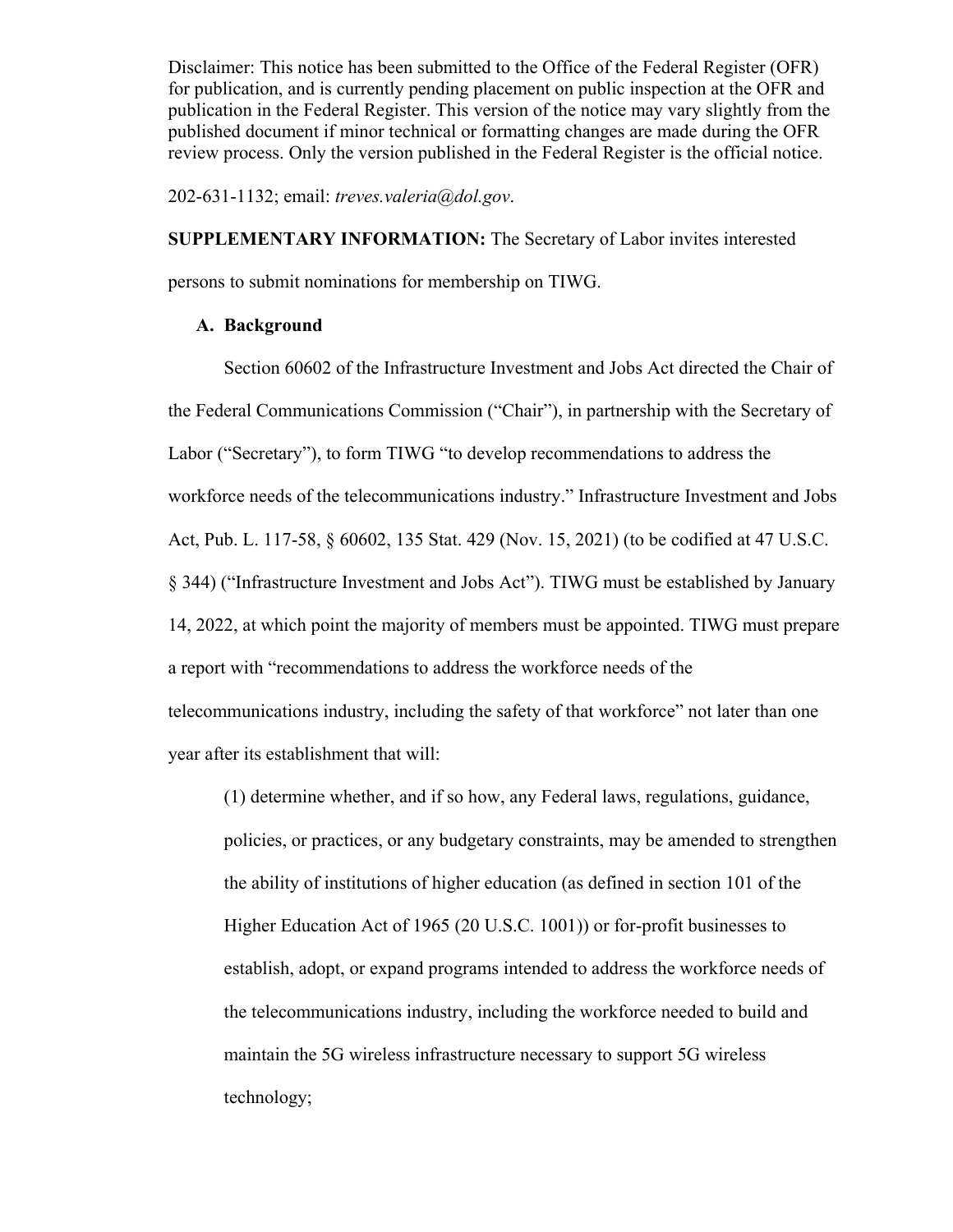Disclaimer: This notice has been submitted to the Office of the Federal Register (OFR) for publication, and is currently pending placement on public inspection at the OFR and publication in the Federal Register. This version of the notice may vary slightly from the published document if minor technical or formatting changes are made during the OFR review process. Only the version published in the Federal Register is the official notice.

202-631-1132; email: *treves.valeria@dol.gov*.

**SUPPLEMENTARY INFORMATION:** The Secretary of Labor invites interested persons to submit nominations for membership on TIWG.

**A. Background**

Section 60602 of the Infrastructure Investment and Jobs Act directed the Chair of the Federal Communications Commission ("Chair"), in partnership with the Secretary of Labor ("Secretary"), to form TIWG "to develop recommendations to address the workforce needs of the telecommunications industry." Infrastructure Investment and Jobs Act, Pub. L. 117-58, § 60602, 135 Stat. 429 (Nov. 15, 2021) (to be codified at 47 U.S.C. § 344) ("Infrastructure Investment and Jobs Act"). TIWG must be established by January 14, 2022, at which point the majority of members must be appointed. TIWG must prepare a report with "recommendations to address the workforce needs of the telecommunications industry, including the safety of that workforce" not later than one year after its establishment that will:

(1) determine whether, and if so how, any Federal laws, regulations, guidance, policies, or practices, or any budgetary constraints, may be amended to strengthen the ability of institutions of higher education (as defined in section 101 of the Higher Education Act of 1965 (20 U.S.C. 1001)) or for-profit businesses to establish, adopt, or expand programs intended to address the workforce needs of the telecommunications industry, including the workforce needed to build and maintain the 5G wireless infrastructure necessary to support 5G wireless technology;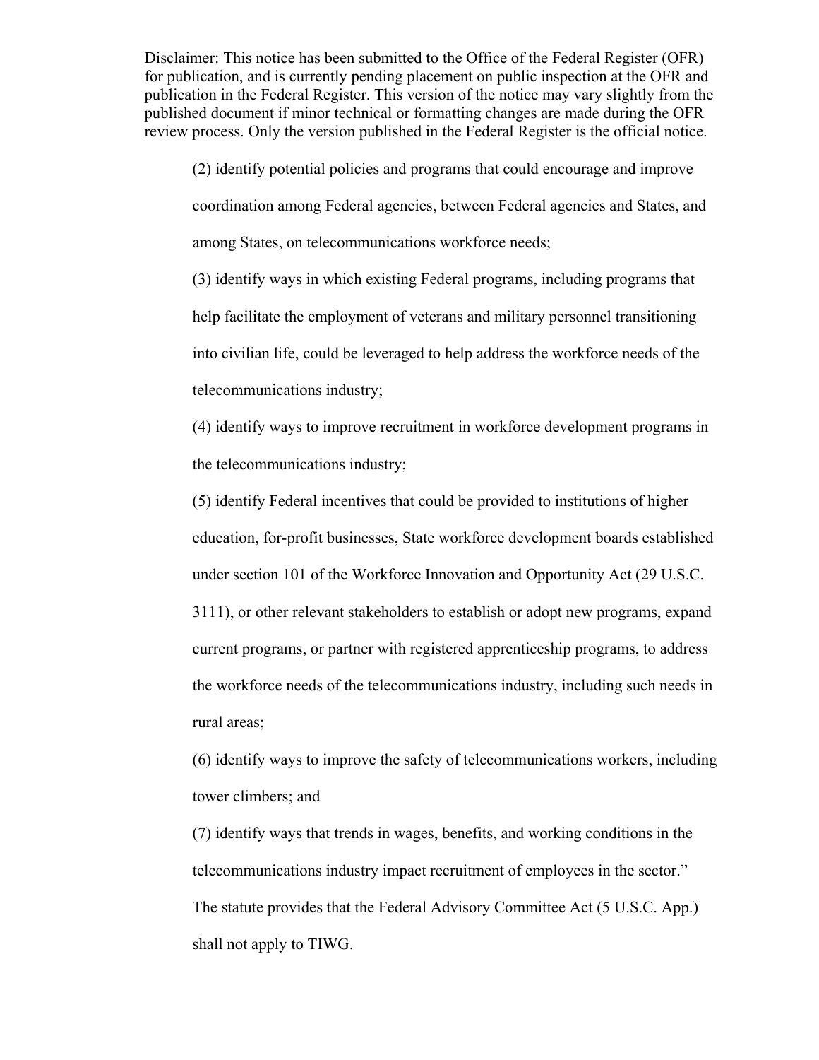Disclaimer: This notice has been submitted to the Office of the Federal Register (OFR) for publication, and is currently pending placement on public inspection at the OFR and publication in the Federal Register. This version of the notice may vary slightly from the published document if minor technical or formatting changes are made during the OFR review process. Only the version published in the Federal Register is the official notice.

(2) identify potential policies and programs that could encourage and improve coordination among Federal agencies, between Federal agencies and States, and among States, on telecommunications workforce needs;

(3) identify ways in which existing Federal programs, including programs that help facilitate the employment of veterans and military personnel transitioning into civilian life, could be leveraged to help address the workforce needs of the telecommunications industry;

(4) identify ways to improve recruitment in workforce development programs in the telecommunications industry;

(5) identify Federal incentives that could be provided to institutions of higher education, for-profit businesses, State workforce development boards established under section 101 of the Workforce Innovation and Opportunity Act (29 U.S.C. 3111), or other relevant stakeholders to establish or adopt new programs, expand current programs, or partner with registered apprenticeship programs, to address the workforce needs of the telecommunications industry, including such needs in rural areas;

(6) identify ways to improve the safety of telecommunications workers, including tower climbers; and

(7) identify ways that trends in wages, benefits, and working conditions in the telecommunications industry impact recruitment of employees in the sector."

The statute provides that the Federal Advisory Committee Act (5 U.S.C. App.) shall not apply to TIWG.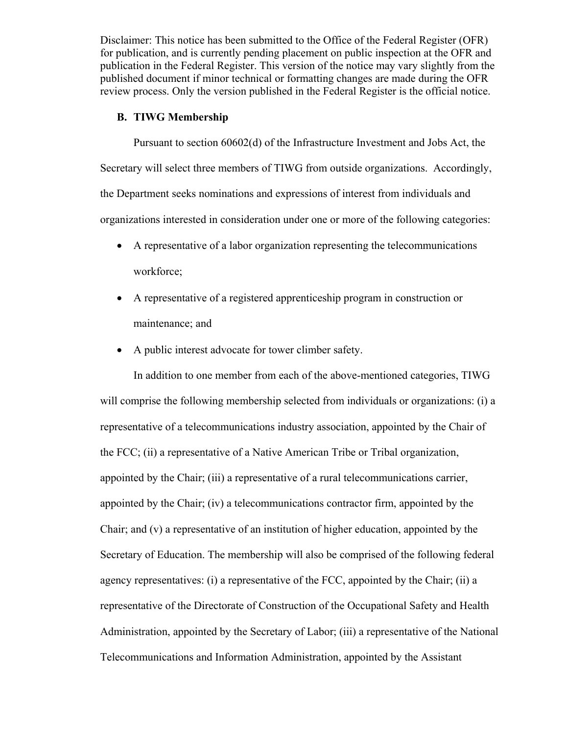Disclaimer: This notice has been submitted to the Office of the Federal Register (OFR) for publication, and is currently pending placement on public inspection at the OFR and publication in the Federal Register. This version of the notice may vary slightly from the published document if minor technical or formatting changes are made during the OFR review process. Only the version published in the Federal Register is the official notice.

### B. TIWG Membership

Pursuant to section 60602(d) of the Infrastructure Investment and Jobs Act, the Secretary will select three members of TIWG from outside organizations. Accordingly, the Department seeks nominations and expressions of interest from individuals and organizations interested in consideration under one or more of the following categories:

- A representative of a labor organization representing the telecommunications workforce;
- A representative of a registered apprenticeship program in construction or maintenance; and
- A public interest advocate for tower climber safety.

In addition to one member from each of the above-mentioned categories, TIWG will comprise the following membership selected from individuals or organizations: (i) a representative of a telecommunications industry association, appointed by the Chair of the FCC; (ii) a representative of a Native American Tribe or Tribal organization, appointed by the Chair; (iii) a representative of a rural telecommunications carrier, appointed by the Chair; (iv) a telecommunications contractor firm, appointed by the Chair; and (v) a representative of an institution of higher education, appointed by the Secretary of Education. The membership will also be comprised of the following federal agency representatives: (i) a representative of the FCC, appointed by the Chair; (ii) a representative of the Directorate of Construction of the Occupational Safety and Health Administration, appointed by the Secretary of Labor; (iii) a representative of the National Telecommunications and Information Administration, appointed by the Assistant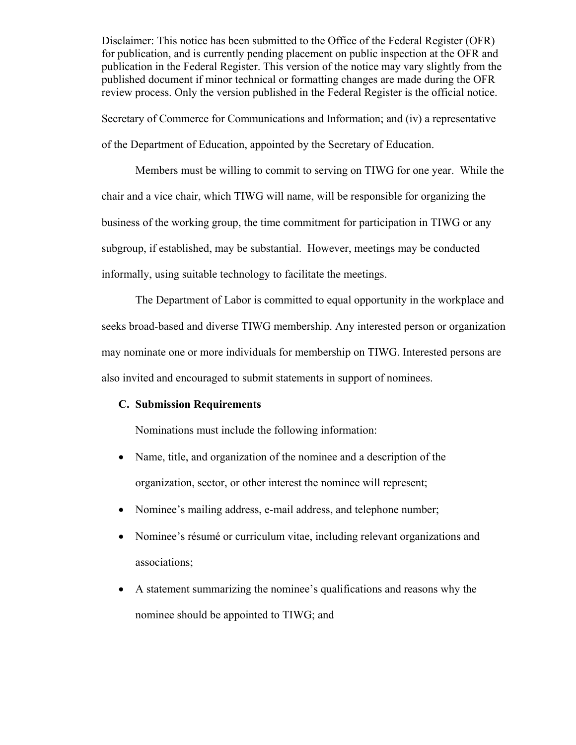Disclaimer: This notice has been submitted to the Office of the Federal Register (OFR) for publication, and is currently pending placement on public inspection at the OFR and publication in the Federal Register. This version of the notice may vary slightly from the published document if minor technical or formatting changes are made during the OFR review process. Only the version published in the Federal Register is the official notice.

Secretary of Commerce for Communications and Information; and (iv) a representative of the Department of Education, appointed by the Secretary of Education.

Members must be willing to commit to serving on TIWG for one year. While the chair and a vice chair, which TIWG will name, will be responsible for organizing the business of the working group, the time commitment for participation in TIWG or any subgroup, if established, may be substantial. However, meetings may be conducted informally, using suitable technology to facilitate the meetings.

The Department of Labor is committed to equal opportunity in the workplace and seeks broad-based and diverse TIWG membership. Any interested person or organization may nominate one or more individuals for membership on TIWG. Interested persons are also invited and encouraged to submit statements in support of nominees.

**C. Submission Requirements**

Nominations must include the following information:

- Name, title, and organization of the nominee and a description of the organization, sector, or other interest the nominee will represent;
- Nominee's mailing address, e-mail address, and telephone number;
- Nominee's résumé or curriculum vitae, including relevant organizations and associations;
- A statement summarizing the nominee's qualifications and reasons why the nominee should be appointed to TIWG; and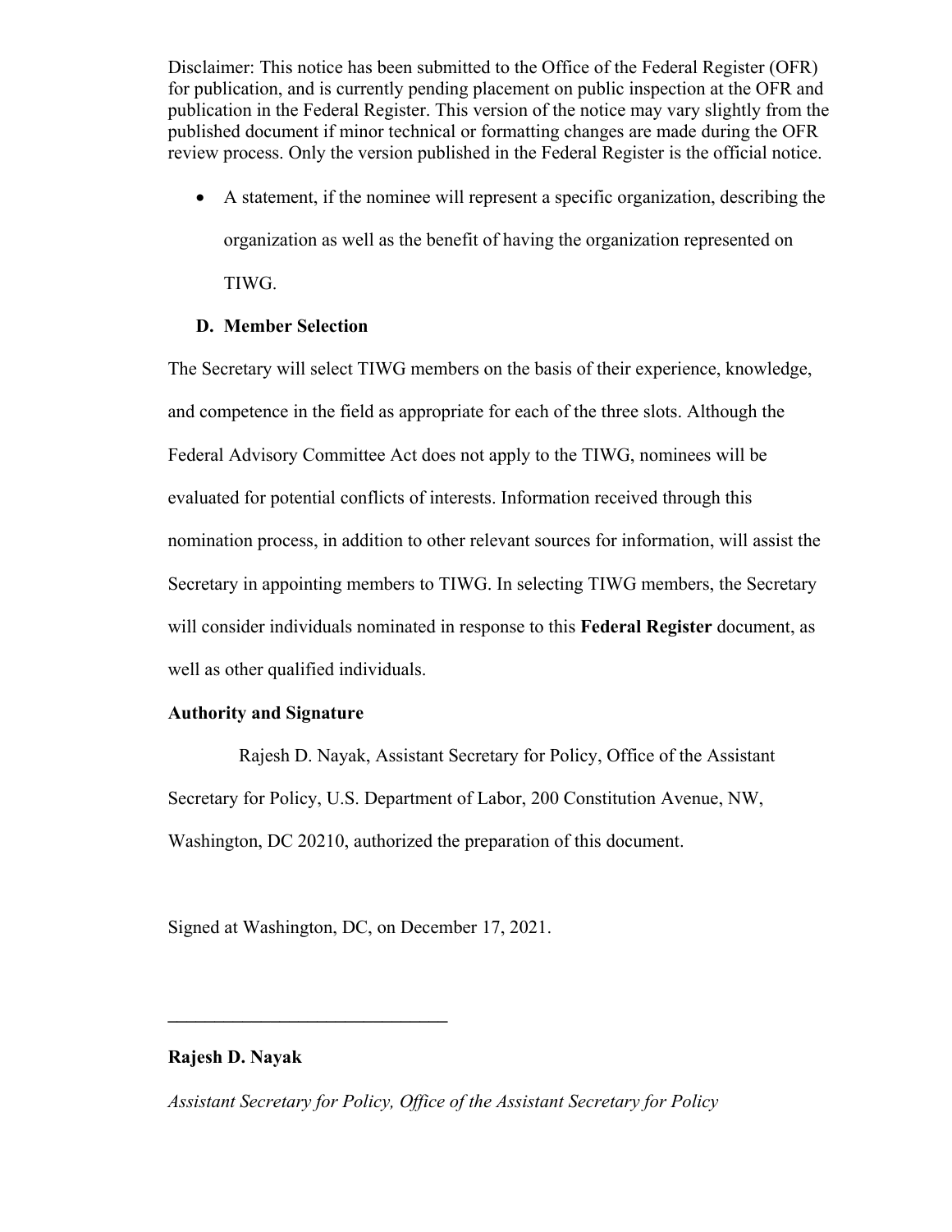Disclaimer: This notice has been submitted to the Office of the Federal Register (OFR) for publication, and is currently pending placement on public inspection at the OFR and publication in the Federal Register. This version of the notice may vary slightly from the published document if minor technical or formatting changes are made during the OFR review process. Only the version published in the Federal Register is the official notice.

- A statement, if the nominee will represent a specific organization, describing the organization as well as the benefit of having the organization represented on TIWG.

### D. Member Selection

The Secretary will select TIWG members on the basis of their experience, knowledge, and competence in the field as appropriate for each of the three slots. Although the Federal Advisory Committee Act does not apply to the TIWG, nominees will be evaluated for potential conflicts of interests. Information received through this nomination process, in addition to other relevant sources for information, will assist the Secretary in appointing members to TIWG. In selecting TIWG members, the Secretary will consider individuals nominated in response to this **Federal Register** document, as well as other qualified individuals.

**Authority and Signature**

Rajesh D. Nayak, Assistant Secretary for Policy, Office of the Assistant Secretary for Policy, U.S. Department of Labor, 200 Constitution Avenue, NW, Washington, DC 20210, authorized the preparation of this document.

Signed at Washington, DC, on December 17, 2021.

______________________________

**Rajesh D. Nayak**

*Assistant Secretary for Policy, Office of the Assistant Secretary for Policy*